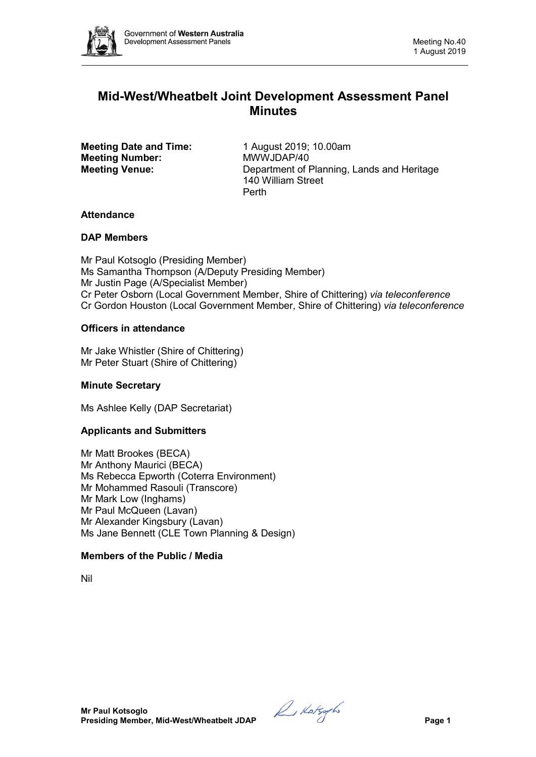# Mid-West/Wheatbelt Joint Development Assessment Panel Minutes

**Meeting Date and Time:** 1 August 2019; 10.00am
**Meeting Number:** MWWJDAP/40
**Meeting Venue:** Department of Planning, Lands and Heritage
140 William Street
Perth

## Attendance

### DAP Members

Mr Paul Kotsoglo (Presiding Member)
Ms Samantha Thompson (A/Deputy Presiding Member)
Mr Justin Page (A/Specialist Member)
Cr Peter Osborn (Local Government Member, Shire of Chittering) *via teleconference*
Cr Gordon Houston (Local Government Member, Shire of Chittering) *via teleconference*

### Officers in attendance

Mr Jake Whistler (Shire of Chittering)
Mr Peter Stuart (Shire of Chittering)

### Minute Secretary

Ms Ashlee Kelly (DAP Secretariat)

### Applicants and Submitters

Mr Matt Brookes (BECA)
Mr Anthony Maurici (BECA)
Ms Rebecca Epworth (Coterra Environment)
Mr Mohammed Rasouli (Transcore)
Mr Mark Low (Inghams)
Mr Paul McQueen (Lavan)
Mr Alexander Kingsbury (Lavan)
Ms Jane Bennett (CLE Town Planning & Design)

### Members of the Public / Media

Nil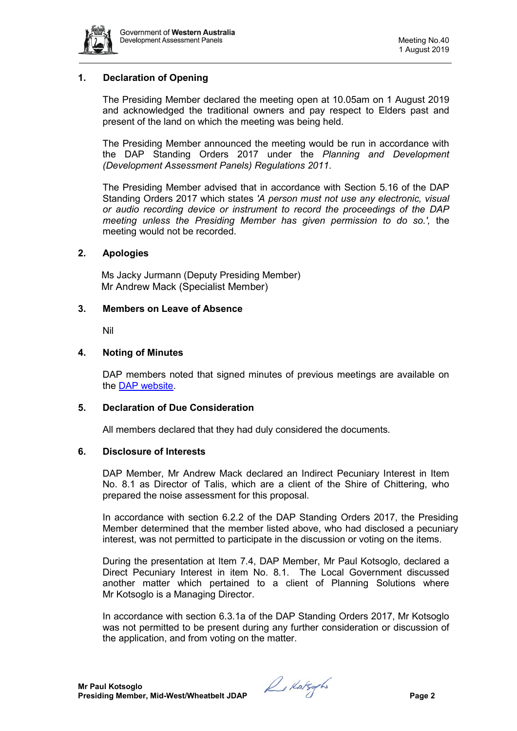## 1. Declaration of Opening

The Presiding Member declared the meeting open at 10.05am on 1 August 2019 and acknowledged the traditional owners and pay respect to Elders past and present of the land on which the meeting was being held.

The Presiding Member announced the meeting would be run in accordance with the DAP Standing Orders 2017 under the *Planning and Development (Development Assessment Panels) Regulations 2011*.

The Presiding Member advised that in accordance with Section 5.16 of the DAP Standing Orders 2017 which states *'A person must not use any electronic, visual or audio recording device or instrument to record the proceedings of the DAP meeting unless the Presiding Member has given permission to do so.',* the meeting would not be recorded.

## 2. Apologies

Ms Jacky Jurmann (Deputy Presiding Member)
Mr Andrew Mack (Specialist Member)

## 3. Members on Leave of Absence

Nil

## 4. Noting of Minutes

DAP members noted that signed minutes of previous meetings are available on the DAP website.

## 5. Declaration of Due Consideration

All members declared that they had duly considered the documents.

## 6. Disclosure of Interests

DAP Member, Mr Andrew Mack declared an Indirect Pecuniary Interest in Item No. 8.1 as Director of Talis, which are a client of the Shire of Chittering, who prepared the noise assessment for this proposal.

In accordance with section 6.2.2 of the DAP Standing Orders 2017, the Presiding Member determined that the member listed above, who had disclosed a pecuniary interest, was not permitted to participate in the discussion or voting on the items.

During the presentation at Item 7.4, DAP Member, Mr Paul Kotsoglo, declared a Direct Pecuniary Interest in item No. 8.1. The Local Government discussed another matter which pertained to a client of Planning Solutions where Mr Kotsoglo is a Managing Director.

In accordance with section 6.3.1a of the DAP Standing Orders 2017, Mr Kotsoglo was not permitted to be present during any further consideration or discussion of the application, and from voting on the matter.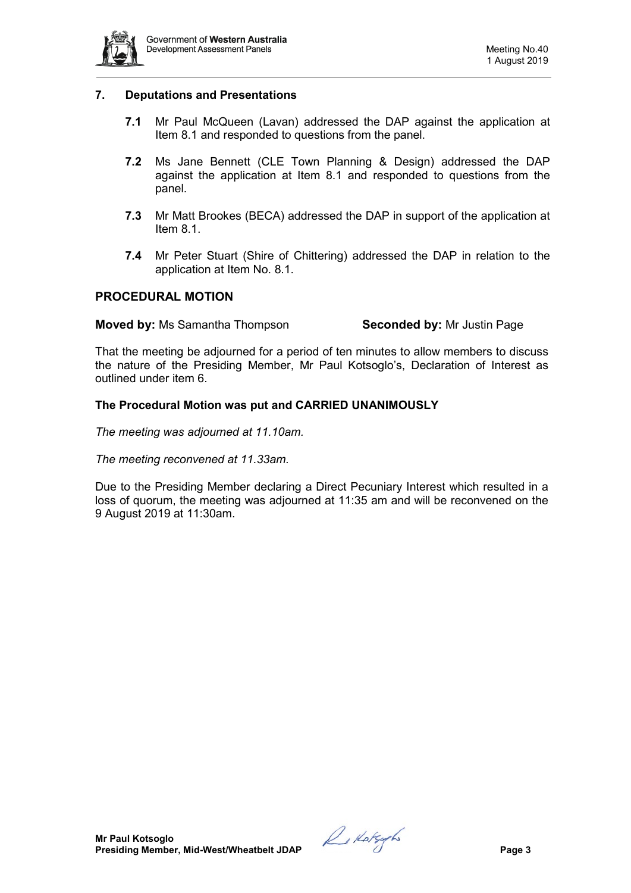## 7. Deputations and Presentations

**7.1** Mr Paul McQueen (Lavan) addressed the DAP against the application at Item 8.1 and responded to questions from the panel.

**7.2** Ms Jane Bennett (CLE Town Planning & Design) addressed the DAP against the application at Item 8.1 and responded to questions from the panel.

**7.3** Mr Matt Brookes (BECA) addressed the DAP in support of the application at Item 8.1.

**7.4** Mr Peter Stuart (Shire of Chittering) addressed the DAP in relation to the application at Item No. 8.1.

## PROCEDURAL MOTION

**Moved by:** Ms Samantha Thompson **Seconded by:** Mr Justin Page

That the meeting be adjourned for a period of ten minutes to allow members to discuss the nature of the Presiding Member, Mr Paul Kotsoglo's, Declaration of Interest as outlined under item 6.

**The Procedural Motion was put and CARRIED UNANIMOUSLY**

*The meeting was adjourned at 11.10am.*

*The meeting reconvened at 11.33am.*

Due to the Presiding Member declaring a Direct Pecuniary Interest which resulted in a loss of quorum, the meeting was adjourned at 11:35 am and will be reconvened on the 9 August 2019 at 11:30am.

**Mr Paul Kotsoglo**
**Presiding Member, Mid-West/Wheatbelt JDAP**